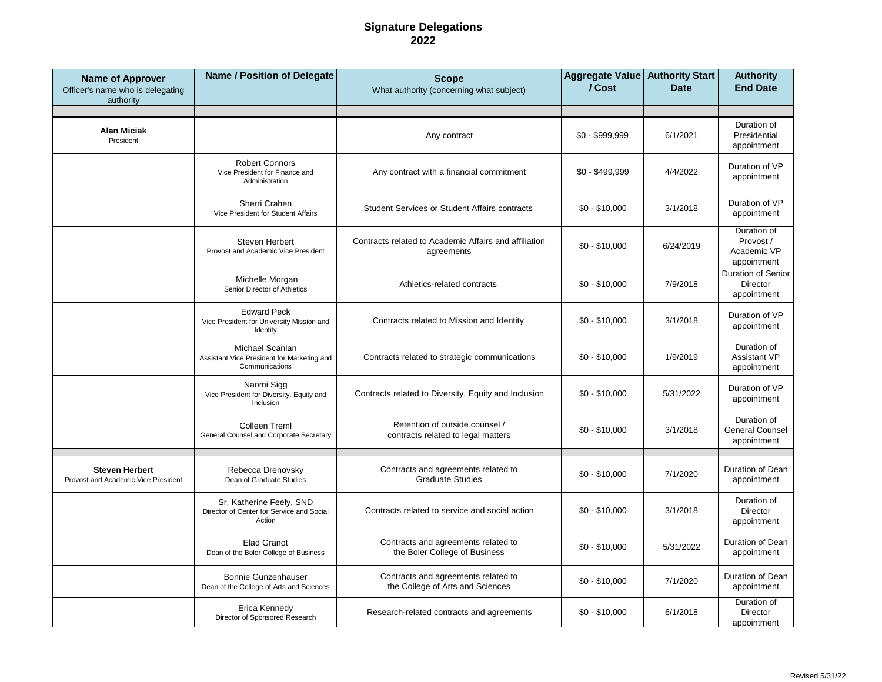# Signature Delegations
## 2022

| Name of Approver<br>Officer's name who is delegating authority | Name / Position of Delegate | Scope<br>What authority (concerning what subject) | Aggregate Value / Cost | Authority Start Date | Authority End Date |
|---|---|---|---|---|---|
| | | | | | |
| **Alan Miciak**<br>President | | Any contract | $0 - $999,999 | 6/1/2021 | Duration of Presidential appointment |
| | Robert Connors<br>Vice President for Finance and Administration | Any contract with a financial commitment | $0 - $499,999 | 4/4/2022 | Duration of VP appointment |
| | Sherri Crahen<br>Vice President for Student Affairs | Student Services or Student Affairs contracts | $0 - $10,000 | 3/1/2018 | Duration of VP appointment |
| | Steven Herbert<br>Provost and Academic Vice President | Contracts related to Academic Affairs and affiliation agreements | $0 - $10,000 | 6/24/2019 | Duration of Provost / Academic VP appointment |
| | Michelle Morgan<br>Senior Director of Athletics | Athletics-related contracts | $0 - $10,000 | 7/9/2018 | Duration of Senior Director appointment |
| | Edward Peck<br>Vice President for University Mission and Identity | Contracts related to Mission and Identity | $0 - $10,000 | 3/1/2018 | Duration of VP appointment |
| | Michael Scanlan<br>Assistant Vice President for Marketing and Communications | Contracts related to strategic communications | $0 - $10,000 | 1/9/2019 | Duration of Assistant VP appointment |
| | Naomi Sigg<br>Vice President for Diversity, Equity and Inclusion | Contracts related to Diversity, Equity and Inclusion | $0 - $10,000 | 5/31/2022 | Duration of VP appointment |
| | Colleen Treml<br>General Counsel and Corporate Secretary | Retention of outside counsel / contracts related to legal matters | $0 - $10,000 | 3/1/2018 | Duration of General Counsel appointment |
| | | | | | |
| **Steven Herbert**<br>Provost and Academic Vice President | Rebecca Drenovsky<br>Dean of Graduate Studies | Contracts and agreements related to Graduate Studies | $0 - $10,000 | 7/1/2020 | Duration of Dean appointment |
| | Sr. Katherine Feely, SND<br>Director of Center for Service and Social Action | Contracts related to service and social action | $0 - $10,000 | 3/1/2018 | Duration of Director appointment |
| | Elad Granot<br>Dean of the Boler College of Business | Contracts and agreements related to the Boler College of Business | $0 - $10,000 | 5/31/2022 | Duration of Dean appointment |
| | Bonnie Gunzenhauser<br>Dean of the College of Arts and Sciences | Contracts and agreements related to the College of Arts and Sciences | $0 - $10,000 | 7/1/2020 | Duration of Dean appointment |
| | Erica Kennedy<br>Director of Sponsored Research | Research-related contracts and agreements | $0 - $10,000 | 6/1/2018 | Duration of Director appointment |

Revised 5/31/22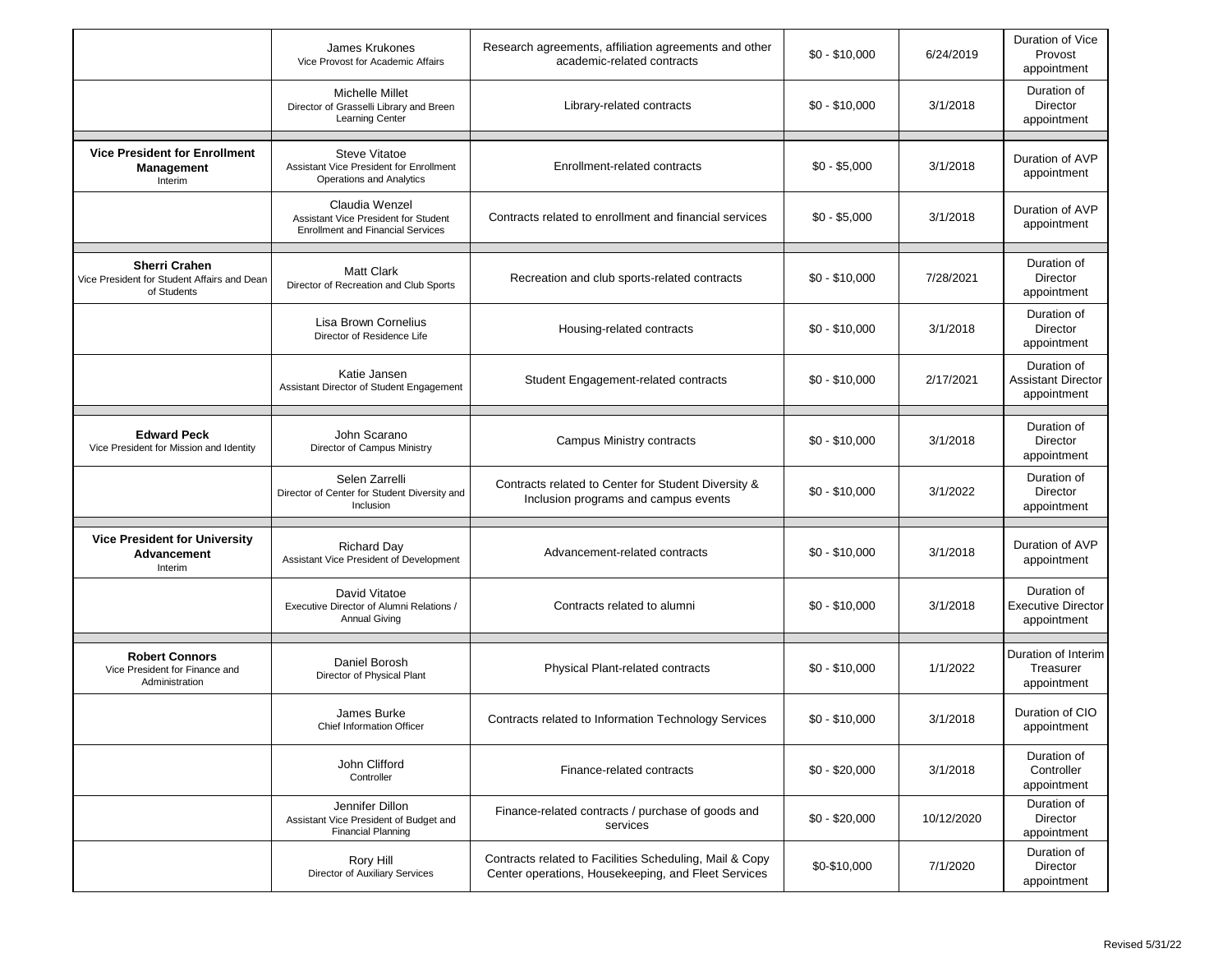| | | | | | |
|---|---|---|---|---|---|
| | James Krukones<br>Vice Provost for Academic Affairs | Research agreements, affiliation agreements and other academic-related contracts | $0 - $10,000 | 6/24/2019 | Duration of Vice Provost appointment |
| | Michelle Millet<br>Director of Grasselli Library and Breen Learning Center | Library-related contracts | $0 - $10,000 | 3/1/2018 | Duration of Director appointment |
| | | | | | |
| **Vice President for Enrollment Management**<br>Interim | Steve Vitatoe<br>Assistant Vice President for Enrollment Operations and Analytics | Enrollment-related contracts | $0 - $5,000 | 3/1/2018 | Duration of AVP appointment |
| | Claudia Wenzel<br>Assistant Vice President for Student Enrollment and Financial Services | Contracts related to enrollment and financial services | $0 - $5,000 | 3/1/2018 | Duration of AVP appointment |
| | | | | | |
| **Sherri Crahen**<br>Vice President for Student Affairs and Dean of Students | Matt Clark<br>Director of Recreation and Club Sports | Recreation and club sports-related contracts | $0 - $10,000 | 7/28/2021 | Duration of Director appointment |
| | Lisa Brown Cornelius<br>Director of Residence Life | Housing-related contracts | $0 - $10,000 | 3/1/2018 | Duration of Director appointment |
| | Katie Jansen<br>Assistant Director of Student Engagement | Student Engagement-related contracts | $0 - $10,000 | 2/17/2021 | Duration of Assistant Director appointment |
| | | | | | |
| **Edward Peck**<br>Vice President for Mission and Identity | John Scarano<br>Director of Campus Ministry | Campus Ministry contracts | $0 - $10,000 | 3/1/2018 | Duration of Director appointment |
| | Selen Zarrelli<br>Director of Center for Student Diversity and Inclusion | Contracts related to Center for Student Diversity & Inclusion programs and campus events | $0 - $10,000 | 3/1/2022 | Duration of Director appointment |
| | | | | | |
| **Vice President for University Advancement**<br>Interim | Richard Day<br>Assistant Vice President of Development | Advancement-related contracts | $0 - $10,000 | 3/1/2018 | Duration of AVP appointment |
| | David Vitatoe<br>Executive Director of Alumni Relations / Annual Giving | Contracts related to alumni | $0 - $10,000 | 3/1/2018 | Duration of Executive Director appointment |
| | | | | | |
| **Robert Connors**<br>Vice President for Finance and Administration | Daniel Borosh<br>Director of Physical Plant | Physical Plant-related contracts | $0 - $10,000 | 1/1/2022 | Duration of Interim Treasurer appointment |
| | James Burke<br>Chief Information Officer | Contracts related to Information Technology Services | $0 - $10,000 | 3/1/2018 | Duration of CIO appointment |
| | John Clifford<br>Controller | Finance-related contracts | $0 - $20,000 | 3/1/2018 | Duration of Controller appointment |
| | Jennifer Dillon<br>Assistant Vice President of Budget and Financial Planning | Finance-related contracts / purchase of goods and services | $0 - $20,000 | 10/12/2020 | Duration of Director appointment |
| | Rory Hill<br>Director of Auxiliary Services | Contracts related to Facilities Scheduling, Mail & Copy Center operations, Housekeeping, and Fleet Services | $0-$10,000 | 7/1/2020 | Duration of Director appointment |

Revised 5/31/22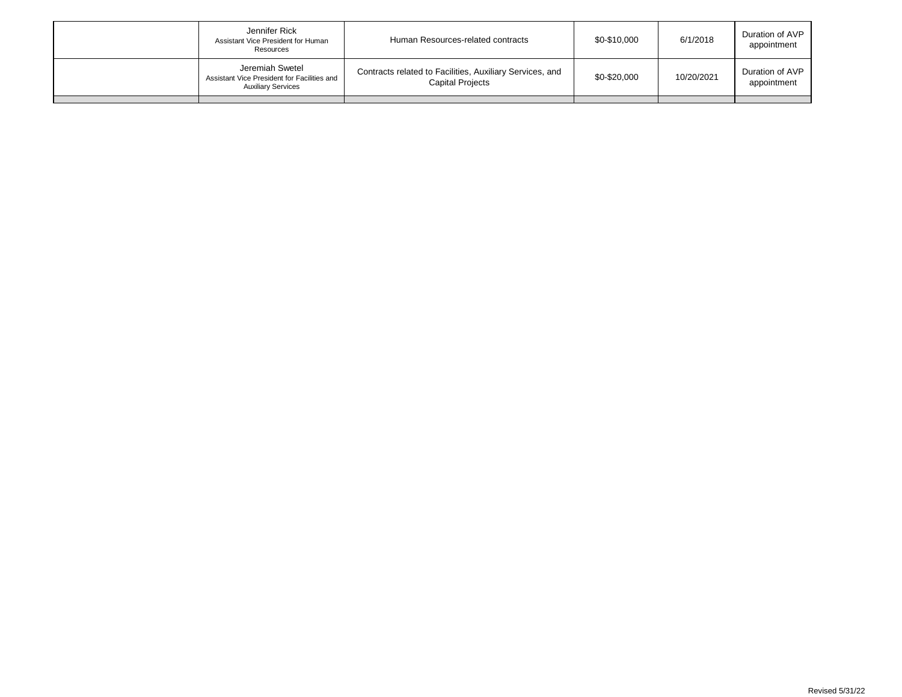| | | | | | |
|---|---|---|---|---|---|
| | Jennifer Rick<br>Assistant Vice President for Human Resources | Human Resources-related contracts | $0-$10,000 | 6/1/2018 | Duration of AVP appointment |
| | Jeremiah Swetel<br>Assistant Vice President for Facilities and Auxiliary Services | Contracts related to Facilities, Auxiliary Services, and Capital Projects | $0-$20,000 | 10/20/2021 | Duration of AVP appointment |
| | | | | | |

Revised 5/31/22